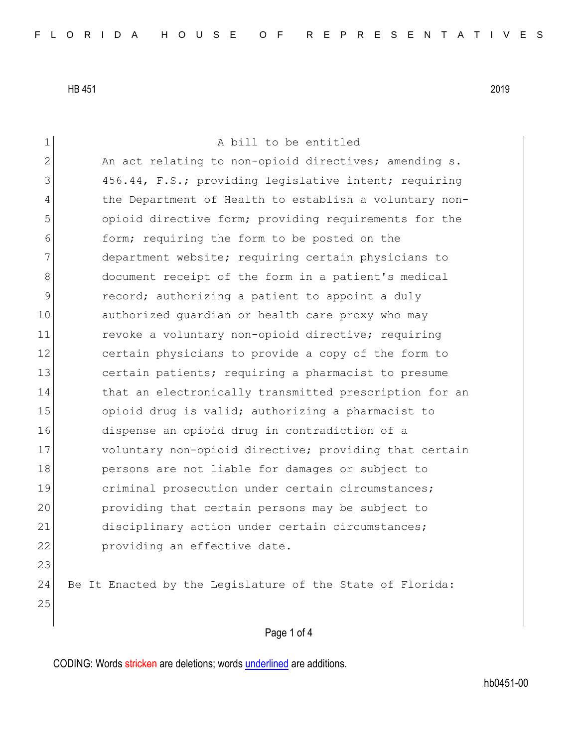HB 451 2019

A bill to be entitled

An act relating to non-opioid directives; amending s. 456.44, F.S.; providing legislative intent; requiring the Department of Health to establish a voluntary non-opioid directive form; providing requirements for the form; requiring the form to be posted on the department website; requiring certain physicians to document receipt of the form in a patient's medical record; authorizing a patient to appoint a duly authorized guardian or health care proxy who may revoke a voluntary non-opioid directive; requiring certain physicians to provide a copy of the form to certain patients; requiring a pharmacist to presume that an electronically transmitted prescription for an opioid drug is valid; authorizing a pharmacist to dispense an opioid drug in contradiction of a voluntary non-opioid directive; providing that certain persons are not liable for damages or subject to criminal prosecution under certain circumstances; providing that certain persons may be subject to disciplinary action under certain circumstances; providing an effective date.

Be It Enacted by the Legislature of the State of Florida:

CODING: Words stricken are deletions; words underlined are additions.

hb0451-00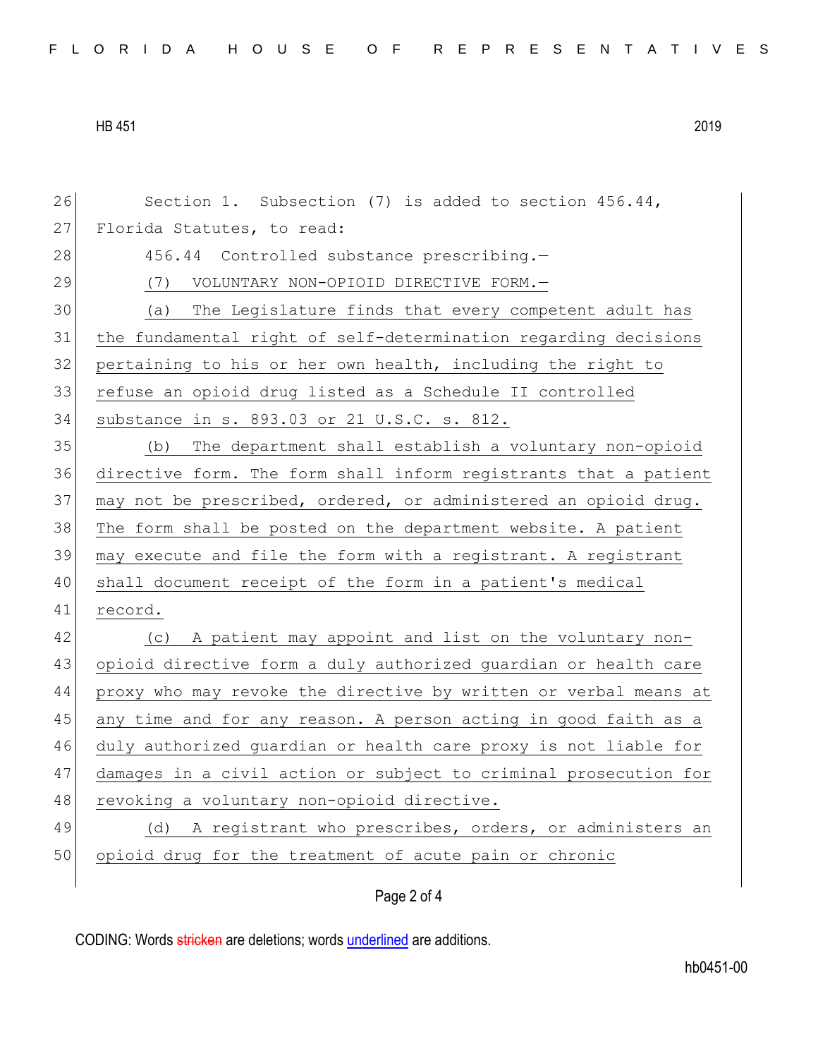Section 1. Subsection (7) is added to section 456.44, Florida Statutes, to read:

456.44 Controlled substance prescribing.—

(7) VOLUNTARY NON-OPIOID DIRECTIVE FORM.—

(a) The Legislature finds that every competent adult has the fundamental right of self-determination regarding decisions pertaining to his or her own health, including the right to refuse an opioid drug listed as a Schedule II controlled substance in s. 893.03 or 21 U.S.C. s. 812.

(b) The department shall establish a voluntary non-opioid directive form. The form shall inform registrants that a patient may not be prescribed, ordered, or administered an opioid drug. The form shall be posted on the department website. A patient may execute and file the form with a registrant. A registrant shall document receipt of the form in a patient's medical record.

(c) A patient may appoint and list on the voluntary non-opioid directive form a duly authorized guardian or health care proxy who may revoke the directive by written or verbal means at any time and for any reason. A person acting in good faith as a duly authorized guardian or health care proxy is not liable for damages in a civil action or subject to criminal prosecution for revoking a voluntary non-opioid directive.

(d) A registrant who prescribes, orders, or administers an opioid drug for the treatment of acute pain or chronic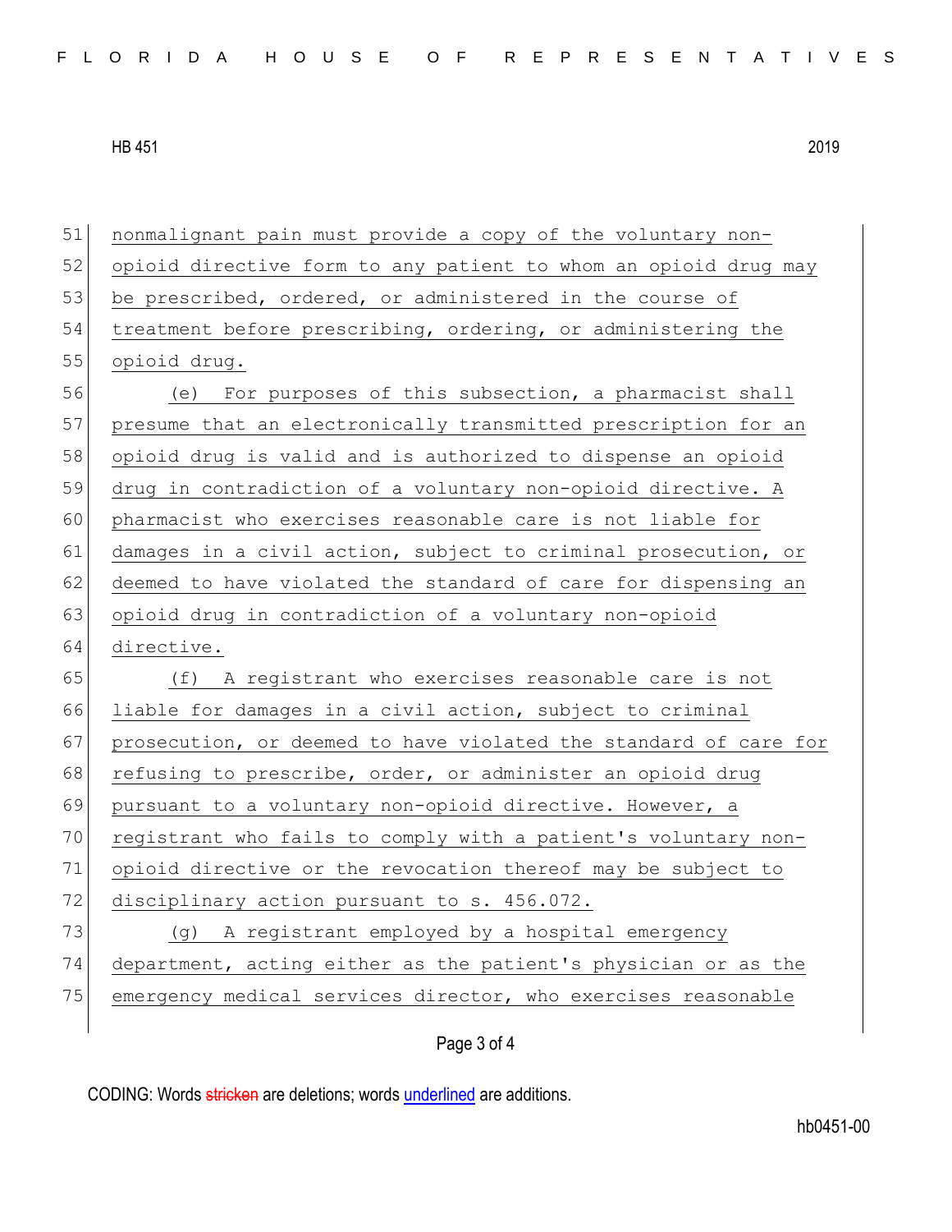nonmalignant pain must provide a copy of the voluntary non-opioid directive form to any patient to whom an opioid drug may be prescribed, ordered, or administered in the course of treatment before prescribing, ordering, or administering the opioid drug.

(e) For purposes of this subsection, a pharmacist shall presume that an electronically transmitted prescription for an opioid drug is valid and is authorized to dispense an opioid drug in contradiction of a voluntary non-opioid directive. A pharmacist who exercises reasonable care is not liable for damages in a civil action, subject to criminal prosecution, or deemed to have violated the standard of care for dispensing an opioid drug in contradiction of a voluntary non-opioid directive.

(f) A registrant who exercises reasonable care is not liable for damages in a civil action, subject to criminal prosecution, or deemed to have violated the standard of care for refusing to prescribe, order, or administer an opioid drug pursuant to a voluntary non-opioid directive. However, a registrant who fails to comply with a patient's voluntary non-opioid directive or the revocation thereof may be subject to disciplinary action pursuant to s. 456.072.

(g) A registrant employed by a hospital emergency department, acting either as the patient's physician or as the emergency medical services director, who exercises reasonable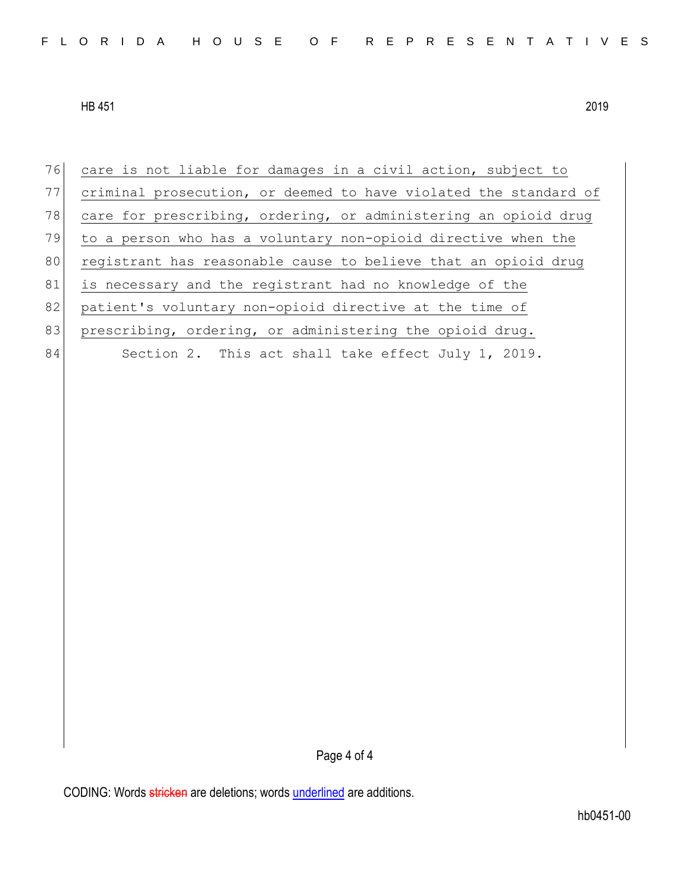76 care is not liable for damages in a civil action, subject to
77 criminal prosecution, or deemed to have violated the standard of
78 care for prescribing, ordering, or administering an opioid drug
79 to a person who has a voluntary non-opioid directive when the
80 registrant has reasonable cause to believe that an opioid drug
81 is necessary and the registrant had no knowledge of the
82 patient's voluntary non-opioid directive at the time of
83 prescribing, ordering, or administering the opioid drug.
84 Section 2. This act shall take effect July 1, 2019.